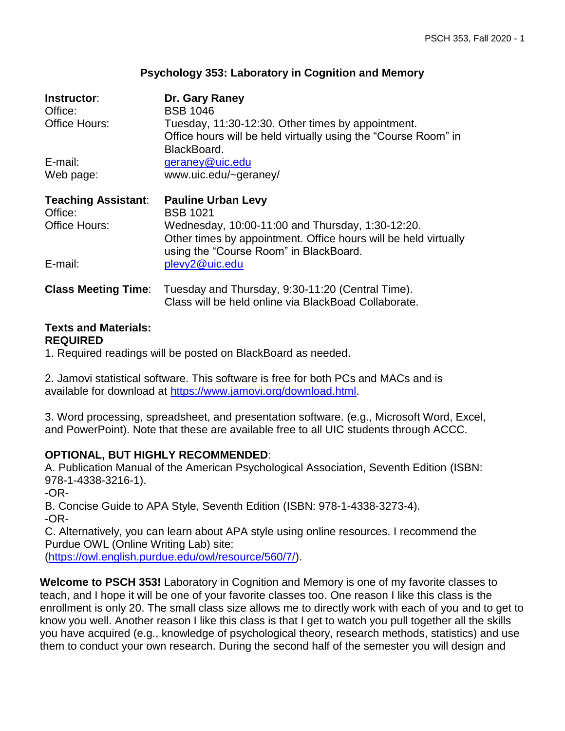# Psychology 353: Laboratory in Cognition and Memory

| | |
|---|---|
| **Instructor**: | **Dr. Gary Raney** |
| Office: | BSB 1046 |
| Office Hours: | Tuesday, 11:30-12:30. Other times by appointment. Office hours will be held virtually using the "Course Room" in BlackBoard. |
| E-mail: | geraney@uic.edu |
| Web page: | www.uic.edu/~geraney/ |
| **Teaching Assistant**: | **Pauline Urban Levy** |
| Office: | BSB 1021 |
| Office Hours: | Wednesday, 10:00-11:00 and Thursday, 1:30-12:20. Other times by appointment. Office hours will be held virtually using the "Course Room" in BlackBoard. |
| E-mail: | plevy2@uic.edu |
| **Class Meeting Time**: | Tuesday and Thursday, 9:30-11:20 (Central Time). Class will be held online via BlackBoad Collaborate. |

**Texts and Materials:**

**REQUIRED**

1. Required readings will be posted on BlackBoard as needed.

2. Jamovi statistical software. This software is free for both PCs and MACs and is available for download at https://www.jamovi.org/download.html.

3. Word processing, spreadsheet, and presentation software. (e.g., Microsoft Word, Excel, and PowerPoint). Note that these are available free to all UIC students through ACCC.

**OPTIONAL, BUT HIGHLY RECOMMENDED**:

A. Publication Manual of the American Psychological Association, Seventh Edition (ISBN: 978-1-4338-3216-1).

-OR-

B. Concise Guide to APA Style, Seventh Edition (ISBN: 978-1-4338-3273-4).

-OR-

C. Alternatively, you can learn about APA style using online resources. I recommend the Purdue OWL (Online Writing Lab) site: (https://owl.english.purdue.edu/owl/resource/560/7/).

**Welcome to PSCH 353!** Laboratory in Cognition and Memory is one of my favorite classes to teach, and I hope it will be one of your favorite classes too. One reason I like this class is the enrollment is only 20. The small class size allows me to directly work with each of you and to get to know you well. Another reason I like this class is that I get to watch you pull together all the skills you have acquired (e.g., knowledge of psychological theory, research methods, statistics) and use them to conduct your own research. During the second half of the semester you will design and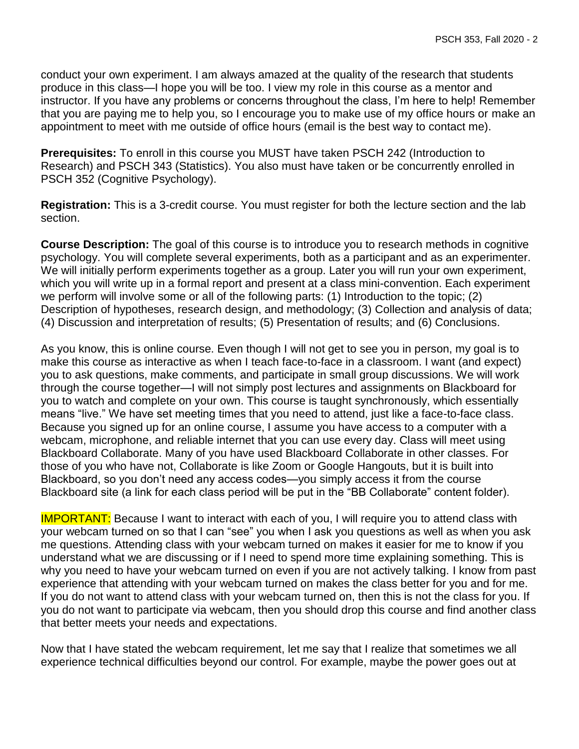conduct your own experiment. I am always amazed at the quality of the research that students produce in this class—I hope you will be too. I view my role in this course as a mentor and instructor. If you have any problems or concerns throughout the class, I'm here to help! Remember that you are paying me to help you, so I encourage you to make use of my office hours or make an appointment to meet with me outside of office hours (email is the best way to contact me).

**Prerequisites:** To enroll in this course you MUST have taken PSCH 242 (Introduction to Research) and PSCH 343 (Statistics). You also must have taken or be concurrently enrolled in PSCH 352 (Cognitive Psychology).

**Registration:** This is a 3-credit course. You must register for both the lecture section and the lab section.

**Course Description:** The goal of this course is to introduce you to research methods in cognitive psychology. You will complete several experiments, both as a participant and as an experimenter. We will initially perform experiments together as a group. Later you will run your own experiment, which you will write up in a formal report and present at a class mini-convention. Each experiment we perform will involve some or all of the following parts: (1) Introduction to the topic; (2) Description of hypotheses, research design, and methodology; (3) Collection and analysis of data; (4) Discussion and interpretation of results; (5) Presentation of results; and (6) Conclusions.

As you know, this is online course. Even though I will not get to see you in person, my goal is to make this course as interactive as when I teach face-to-face in a classroom. I want (and expect) you to ask questions, make comments, and participate in small group discussions. We will work through the course together—I will not simply post lectures and assignments on Blackboard for you to watch and complete on your own. This course is taught synchronously, which essentially means "live." We have set meeting times that you need to attend, just like a face-to-face class. Because you signed up for an online course, I assume you have access to a computer with a webcam, microphone, and reliable internet that you can use every day. Class will meet using Blackboard Collaborate. Many of you have used Blackboard Collaborate in other classes. For those of you who have not, Collaborate is like Zoom or Google Hangouts, but it is built into Blackboard, so you don't need any access codes—you simply access it from the course Blackboard site (a link for each class period will be put in the "BB Collaborate" content folder).

IMPORTANT: Because I want to interact with each of you, I will require you to attend class with your webcam turned on so that I can "see" you when I ask you questions as well as when you ask me questions. Attending class with your webcam turned on makes it easier for me to know if you understand what we are discussing or if I need to spend more time explaining something. This is why you need to have your webcam turned on even if you are not actively talking. I know from past experience that attending with your webcam turned on makes the class better for you and for me. If you do not want to attend class with your webcam turned on, then this is not the class for you. If you do not want to participate via webcam, then you should drop this course and find another class that better meets your needs and expectations.

Now that I have stated the webcam requirement, let me say that I realize that sometimes we all experience technical difficulties beyond our control. For example, maybe the power goes out at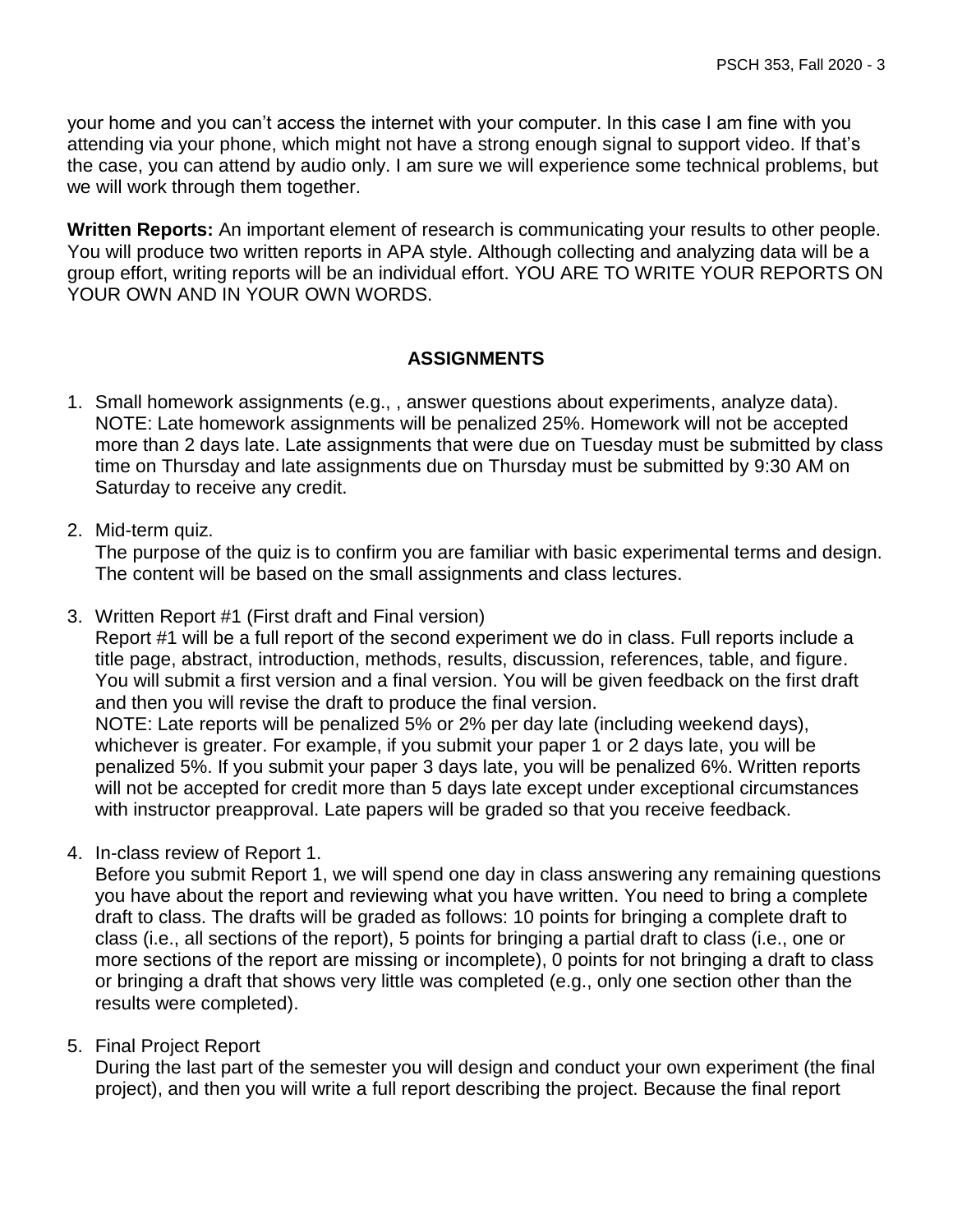your home and you can't access the internet with your computer. In this case I am fine with you attending via your phone, which might not have a strong enough signal to support video. If that's the case, you can attend by audio only. I am sure we will experience some technical problems, but we will work through them together.

**Written Reports:** An important element of research is communicating your results to other people. You will produce two written reports in APA style. Although collecting and analyzing data will be a group effort, writing reports will be an individual effort. YOU ARE TO WRITE YOUR REPORTS ON YOUR OWN AND IN YOUR OWN WORDS.

## ASSIGNMENTS

1. Small homework assignments (e.g., , answer questions about experiments, analyze data). NOTE: Late homework assignments will be penalized 25%. Homework will not be accepted more than 2 days late. Late assignments that were due on Tuesday must be submitted by class time on Thursday and late assignments due on Thursday must be submitted by 9:30 AM on Saturday to receive any credit.

2. Mid-term quiz.
   The purpose of the quiz is to confirm you are familiar with basic experimental terms and design. The content will be based on the small assignments and class lectures.

3. Written Report #1 (First draft and Final version)
   Report #1 will be a full report of the second experiment we do in class. Full reports include a title page, abstract, introduction, methods, results, discussion, references, table, and figure. You will submit a first version and a final version. You will be given feedback on the first draft and then you will revise the draft to produce the final version.
   NOTE: Late reports will be penalized 5% or 2% per day late (including weekend days), whichever is greater. For example, if you submit your paper 1 or 2 days late, you will be penalized 5%. If you submit your paper 3 days late, you will be penalized 6%. Written reports will not be accepted for credit more than 5 days late except under exceptional circumstances with instructor preapproval. Late papers will be graded so that you receive feedback.

4. In-class review of Report 1.
   Before you submit Report 1, we will spend one day in class answering any remaining questions you have about the report and reviewing what you have written. You need to bring a complete draft to class. The drafts will be graded as follows: 10 points for bringing a complete draft to class (i.e., all sections of the report), 5 points for bringing a partial draft to class (i.e., one or more sections of the report are missing or incomplete), 0 points for not bringing a draft to class or bringing a draft that shows very little was completed (e.g., only one section other than the results were completed).

5. Final Project Report
   During the last part of the semester you will design and conduct your own experiment (the final project), and then you will write a full report describing the project. Because the final report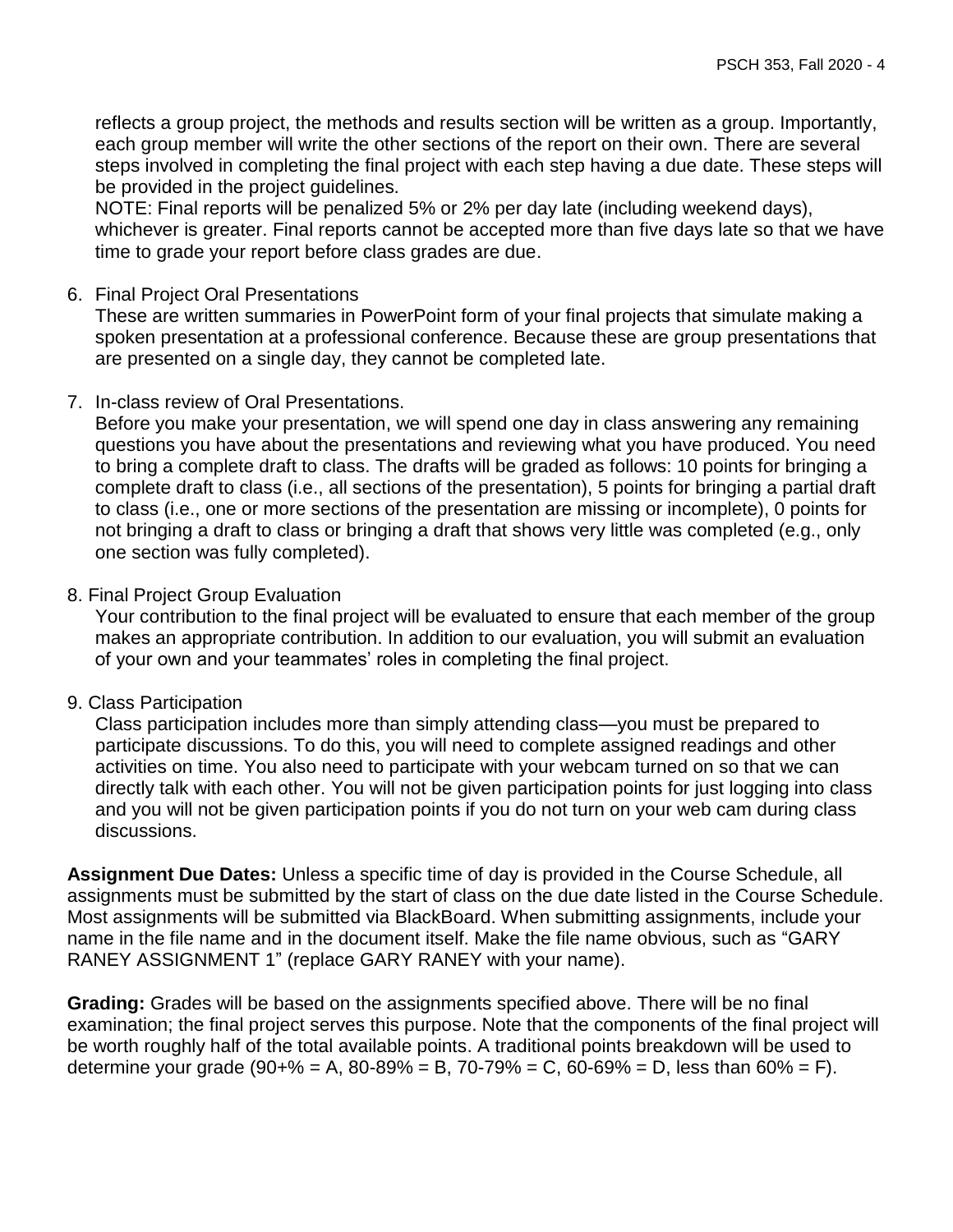reflects a group project, the methods and results section will be written as a group. Importantly, each group member will write the other sections of the report on their own. There are several steps involved in completing the final project with each step having a due date. These steps will be provided in the project guidelines.
NOTE: Final reports will be penalized 5% or 2% per day late (including weekend days), whichever is greater. Final reports cannot be accepted more than five days late so that we have time to grade your report before class grades are due.

6. Final Project Oral Presentations
   These are written summaries in PowerPoint form of your final projects that simulate making a spoken presentation at a professional conference. Because these are group presentations that are presented on a single day, they cannot be completed late.

7. In-class review of Oral Presentations.
   Before you make your presentation, we will spend one day in class answering any remaining questions you have about the presentations and reviewing what you have produced. You need to bring a complete draft to class. The drafts will be graded as follows: 10 points for bringing a complete draft to class (i.e., all sections of the presentation), 5 points for bringing a partial draft to class (i.e., one or more sections of the presentation are missing or incomplete), 0 points for not bringing a draft to class or bringing a draft that shows very little was completed (e.g., only one section was fully completed).

8. Final Project Group Evaluation
   Your contribution to the final project will be evaluated to ensure that each member of the group makes an appropriate contribution. In addition to our evaluation, you will submit an evaluation of your own and your teammates' roles in completing the final project.

9. Class Participation
   Class participation includes more than simply attending class—you must be prepared to participate discussions. To do this, you will need to complete assigned readings and other activities on time. You also need to participate with your webcam turned on so that we can directly talk with each other. You will not be given participation points for just logging into class and you will not be given participation points if you do not turn on your web cam during class discussions.

**Assignment Due Dates:** Unless a specific time of day is provided in the Course Schedule, all assignments must be submitted by the start of class on the due date listed in the Course Schedule. Most assignments will be submitted via BlackBoard. When submitting assignments, include your name in the file name and in the document itself. Make the file name obvious, such as "GARY RANEY ASSIGNMENT 1" (replace GARY RANEY with your name).

**Grading:** Grades will be based on the assignments specified above. There will be no final examination; the final project serves this purpose. Note that the components of the final project will be worth roughly half of the total available points. A traditional points breakdown will be used to determine your grade (90+% = A, 80-89% = B, 70-79% = C, 60-69% = D, less than 60% = F).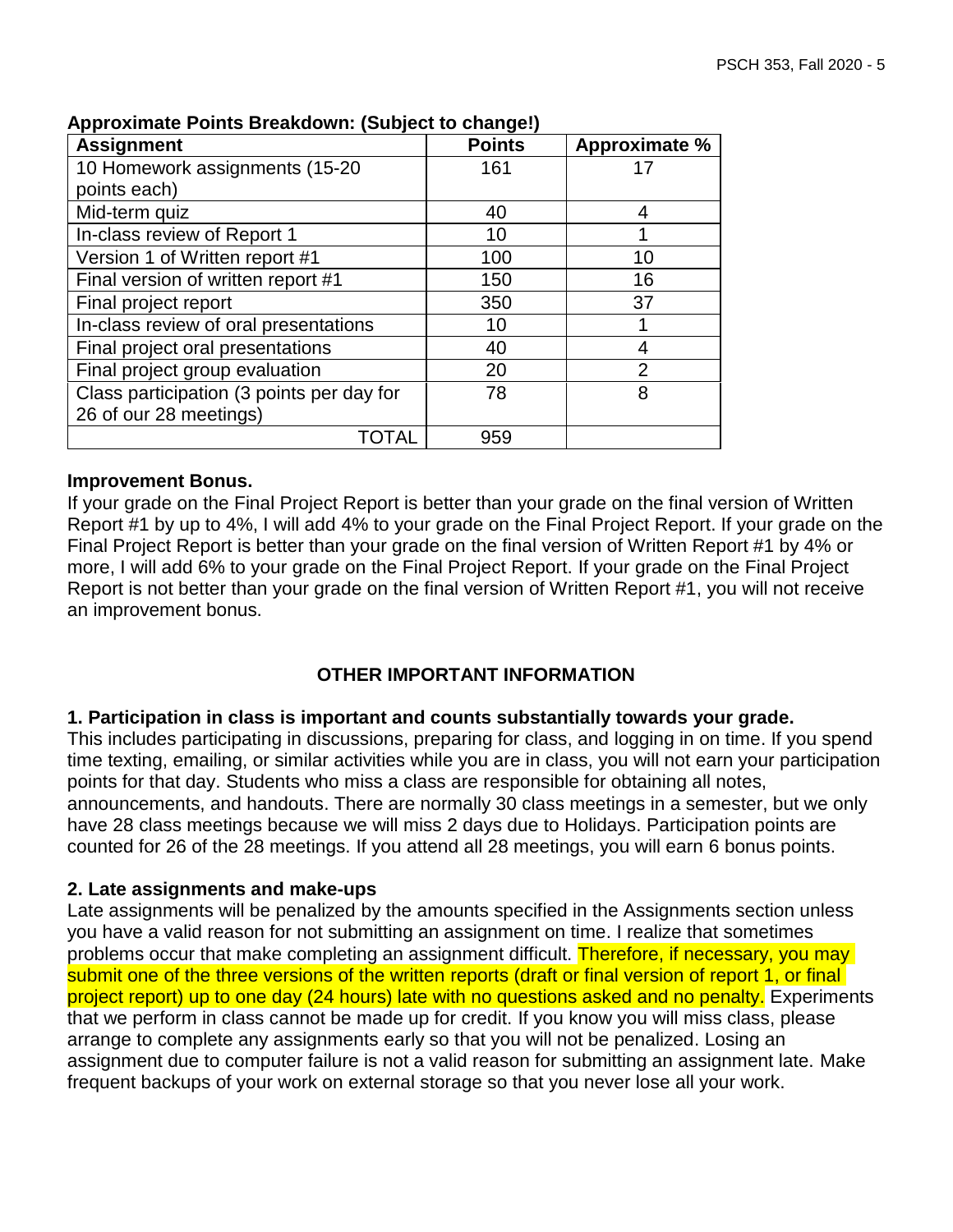**Approximate Points Breakdown: (Subject to change!)**

| Assignment | Points | Approximate % |
|---|---|---|
| 10 Homework assignments (15-20 points each) | 161 | 17 |
| Mid-term quiz | 40 | 4 |
| In-class review of Report 1 | 10 | 1 |
| Version 1 of Written report #1 | 100 | 10 |
| Final version of written report #1 | 150 | 16 |
| Final project report | 350 | 37 |
| In-class review of oral presentations | 10 | 1 |
| Final project oral presentations | 40 | 4 |
| Final project group evaluation | 20 | 2 |
| Class participation (3 points per day for 26 of our 28 meetings) | 78 | 8 |
| TOTAL | 959 | |

**Improvement Bonus.**

If your grade on the Final Project Report is better than your grade on the final version of Written Report #1 by up to 4%, I will add 4% to your grade on the Final Project Report. If your grade on the Final Project Report is better than your grade on the final version of Written Report #1 by 4% or more, I will add 6% to your grade on the Final Project Report. If your grade on the Final Project Report is not better than your grade on the final version of Written Report #1, you will not receive an improvement bonus.

## OTHER IMPORTANT INFORMATION

**1. Participation in class is important and counts substantially towards your grade.**

This includes participating in discussions, preparing for class, and logging in on time. If you spend time texting, emailing, or similar activities while you are in class, you will not earn your participation points for that day. Students who miss a class are responsible for obtaining all notes, announcements, and handouts. There are normally 30 class meetings in a semester, but we only have 28 class meetings because we will miss 2 days due to Holidays. Participation points are counted for 26 of the 28 meetings. If you attend all 28 meetings, you will earn 6 bonus points.

**2. Late assignments and make-ups**

Late assignments will be penalized by the amounts specified in the Assignments section unless you have a valid reason for not submitting an assignment on time. I realize that sometimes problems occur that make completing an assignment difficult. Therefore, if necessary, you may submit one of the three versions of the written reports (draft or final version of report 1, or final project report) up to one day (24 hours) late with no questions asked and no penalty. Experiments that we perform in class cannot be made up for credit. If you know you will miss class, please arrange to complete any assignments early so that you will not be penalized. Losing an assignment due to computer failure is not a valid reason for submitting an assignment late. Make frequent backups of your work on external storage so that you never lose all your work.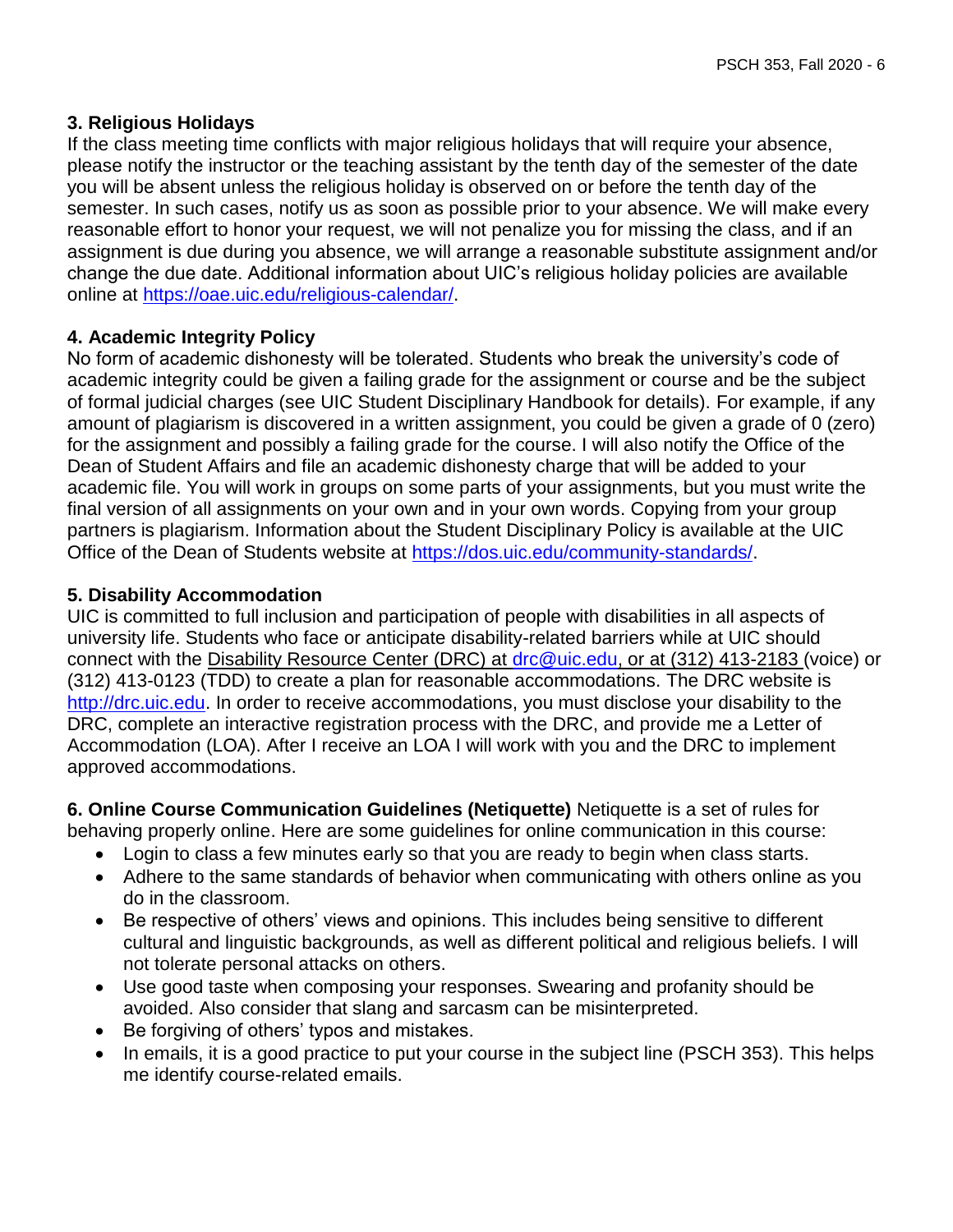### 3. Religious Holidays

If the class meeting time conflicts with major religious holidays that will require your absence, please notify the instructor or the teaching assistant by the tenth day of the semester of the date you will be absent unless the religious holiday is observed on or before the tenth day of the semester. In such cases, notify us as soon as possible prior to your absence. We will make every reasonable effort to honor your request, we will not penalize you for missing the class, and if an assignment is due during you absence, we will arrange a reasonable substitute assignment and/or change the due date. Additional information about UIC's religious holiday policies are available online at https://oae.uic.edu/religious-calendar/.

### 4. Academic Integrity Policy

No form of academic dishonesty will be tolerated. Students who break the university's code of academic integrity could be given a failing grade for the assignment or course and be the subject of formal judicial charges (see UIC Student Disciplinary Handbook for details). For example, if any amount of plagiarism is discovered in a written assignment, you could be given a grade of 0 (zero) for the assignment and possibly a failing grade for the course. I will also notify the Office of the Dean of Student Affairs and file an academic dishonesty charge that will be added to your academic file. You will work in groups on some parts of your assignments, but you must write the final version of all assignments on your own and in your own words. Copying from your group partners is plagiarism. Information about the Student Disciplinary Policy is available at the UIC Office of the Dean of Students website at https://dos.uic.edu/community-standards/.

### 5. Disability Accommodation

UIC is committed to full inclusion and participation of people with disabilities in all aspects of university life. Students who face or anticipate disability-related barriers while at UIC should connect with the Disability Resource Center (DRC) at drc@uic.edu, or at (312) 413-2183 (voice) or (312) 413-0123 (TDD) to create a plan for reasonable accommodations. The DRC website is http://drc.uic.edu. In order to receive accommodations, you must disclose your disability to the DRC, complete an interactive registration process with the DRC, and provide me a Letter of Accommodation (LOA). After I receive an LOA I will work with you and the DRC to implement approved accommodations.

**6. Online Course Communication Guidelines (Netiquette)** Netiquette is a set of rules for behaving properly online. Here are some guidelines for online communication in this course:

- Login to class a few minutes early so that you are ready to begin when class starts.
- Adhere to the same standards of behavior when communicating with others online as you do in the classroom.
- Be respective of others' views and opinions. This includes being sensitive to different cultural and linguistic backgrounds, as well as different political and religious beliefs. I will not tolerate personal attacks on others.
- Use good taste when composing your responses. Swearing and profanity should be avoided. Also consider that slang and sarcasm can be misinterpreted.
- Be forgiving of others' typos and mistakes.
- In emails, it is a good practice to put your course in the subject line (PSCH 353). This helps me identify course-related emails.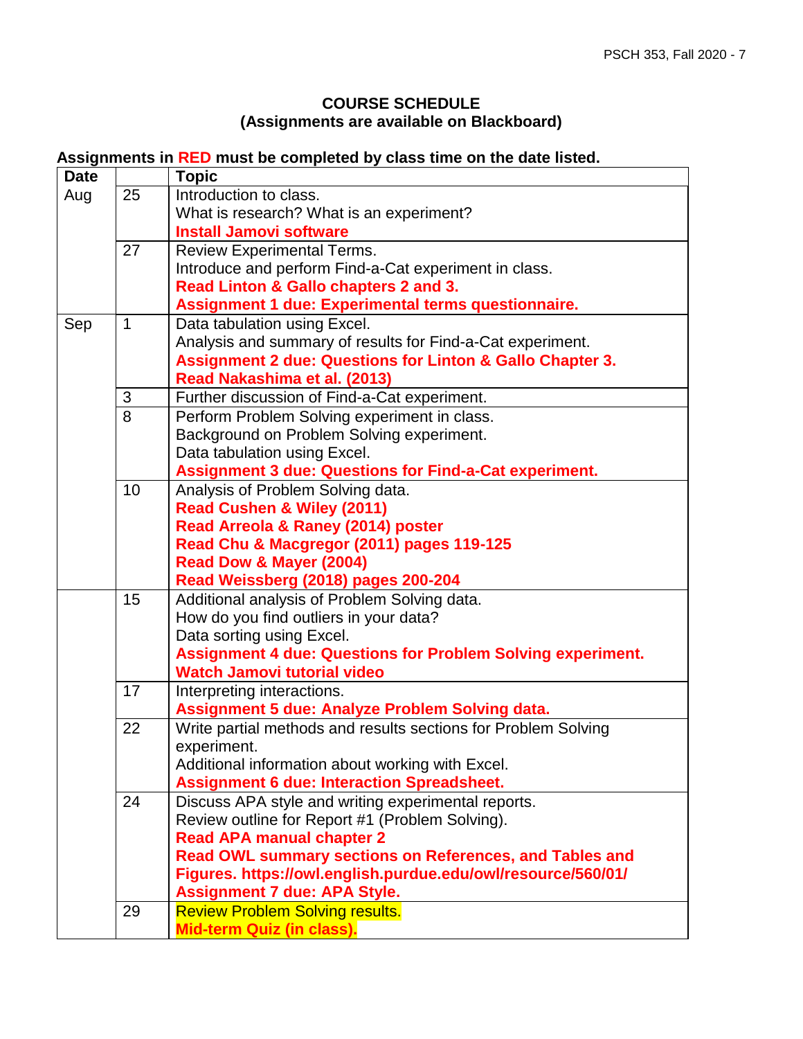**COURSE SCHEDULE**
**(Assignments are available on Blackboard)**

**Assignments in RED must be completed by class time on the date listed.**

| Date | | Topic |
|---|---|---|
| Aug | 25 | Introduction to class.<br>What is research? What is an experiment?<br>**Install Jamovi software** |
| | 27 | Review Experimental Terms.<br>Introduce and perform Find-a-Cat experiment in class.<br>**Read Linton & Gallo chapters 2 and 3.**<br>**Assignment 1 due: Experimental terms questionnaire.** |
| Sep | 1 | Data tabulation using Excel.<br>Analysis and summary of results for Find-a-Cat experiment.<br>**Assignment 2 due: Questions for Linton & Gallo Chapter 3.**<br>**Read Nakashima et al. (2013)** |
| | 3 | Further discussion of Find-a-Cat experiment. |
| | 8 | Perform Problem Solving experiment in class.<br>Background on Problem Solving experiment.<br>Data tabulation using Excel.<br>**Assignment 3 due: Questions for Find-a-Cat experiment.** |
| | 10 | Analysis of Problem Solving data.<br>**Read Cushen & Wiley (2011)**<br>**Read Arreola & Raney (2014) poster**<br>**Read Chu & Macgregor (2011) pages 119-125**<br>**Read Dow & Mayer (2004)**<br>**Read Weissberg (2018) pages 200-204** |
| | 15 | Additional analysis of Problem Solving data.<br>How do you find outliers in your data?<br>Data sorting using Excel.<br>**Assignment 4 due: Questions for Problem Solving experiment.**<br>**Watch Jamovi tutorial video** |
| | 17 | Interpreting interactions.<br>**Assignment 5 due: Analyze Problem Solving data.** |
| | 22 | Write partial methods and results sections for Problem Solving experiment.<br>Additional information about working with Excel.<br>**Assignment 6 due: Interaction Spreadsheet.** |
| | 24 | Discuss APA style and writing experimental reports.<br>Review outline for Report #1 (Problem Solving).<br>**Read APA manual chapter 2**<br>**Read OWL summary sections on References, and Tables and Figures. https://owl.english.purdue.edu/owl/resource/560/01/**<br>**Assignment 7 due: APA Style.** |
| | 29 | Review Problem Solving results.<br>**Mid-term Quiz (in class).** |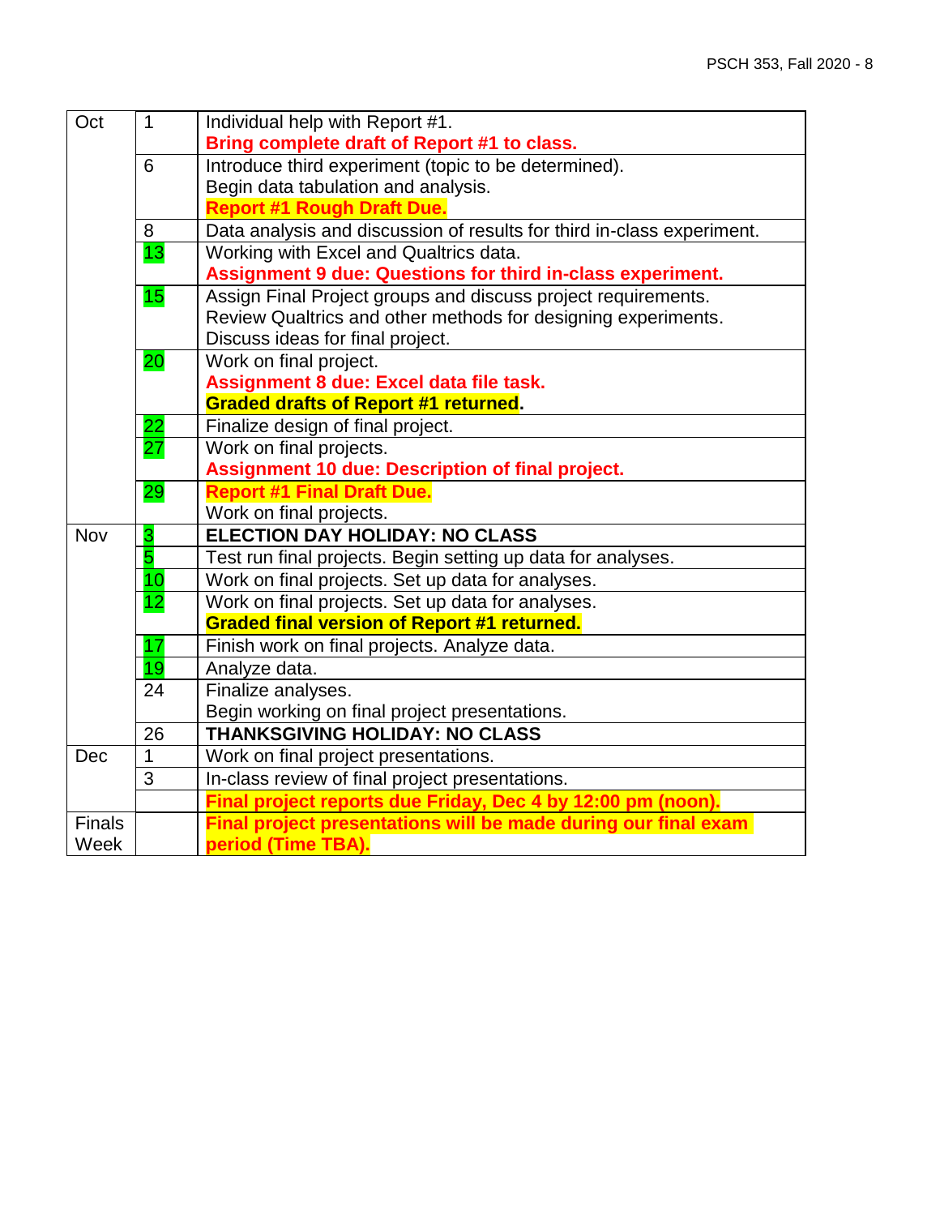| | | |
|---|---|---|
| Oct | 1 | Individual help with Report #1.<br>**Bring complete draft of Report #1 to class.** |
| | 6 | Introduce third experiment (topic to be determined).<br>Begin data tabulation and analysis.<br>**Report #1 Rough Draft Due.** |
| | 8 | Data analysis and discussion of results for third in-class experiment. |
| | 13 | Working with Excel and Qualtrics data.<br>**Assignment 9 due: Questions for third in-class experiment.** |
| | 15 | Assign Final Project groups and discuss project requirements.<br>Review Qualtrics and other methods for designing experiments.<br>Discuss ideas for final project. |
| | 20 | Work on final project.<br>**Assignment 8 due: Excel data file task.**<br>**Graded drafts of Report #1 returned.** |
| | 22 | Finalize design of final project. |
| | 27 | Work on final projects.<br>**Assignment 10 due: Description of final project.** |
| | 29 | **Report #1 Final Draft Due.**<br>Work on final projects. |
| Nov | 3 | **ELECTION DAY HOLIDAY: NO CLASS** |
| | 5 | Test run final projects. Begin setting up data for analyses. |
| | 10 | Work on final projects. Set up data for analyses. |
| | 12 | Work on final projects. Set up data for analyses.<br>**Graded final version of Report #1 returned.** |
| | 17 | Finish work on final projects. Analyze data. |
| | 19 | Analyze data. |
| | 24 | Finalize analyses.<br>Begin working on final project presentations. |
| | 26 | **THANKSGIVING HOLIDAY: NO CLASS** |
| Dec | 1 | Work on final project presentations. |
| | 3 | In-class review of final project presentations. |
| | | **Final project reports due Friday, Dec 4 by 12:00 pm (noon).** |
| Finals Week | | **Final project presentations will be made during our final exam period (Time TBA).** |